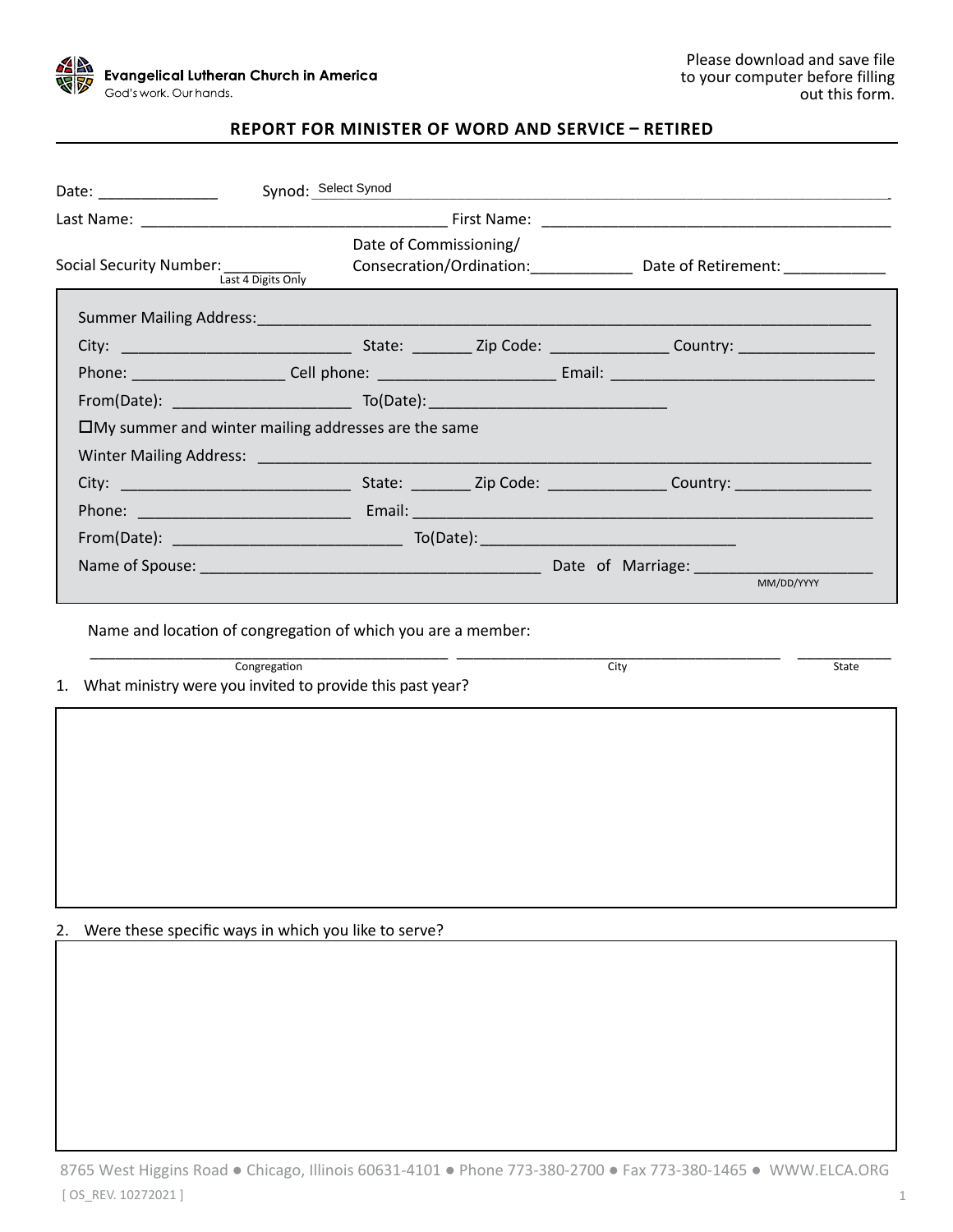Evangelical Lutheran Church in America
God's work. Our hands.

Please download and save file to your computer before filling out this form.

## REPORT FOR MINISTER OF WORD AND SERVICE – RETIRED

Date: ______________ Synod: Select Synod

Last Name: ___________________________________ First Name: ________________________________________

Social Security Number: _________ (Last 4 Digits Only) Date of Commissioning/ Consecration/Ordination: ____________ Date of Retirement: ____________

Summer Mailing Address: ___________________________________________________________________________

City: __________________________ State: _______ Zip Code: _____________ Country: ________________

Phone: _________________ Cell phone: ____________________ Email: ______________________________

From(Date): ____________________ To(Date): ___________________________

☐My summer and winter mailing addresses are the same

Winter Mailing Address: ___________________________________________________________________________

City: __________________________ State: _______ Zip Code: _____________ Country: ________________

Phone: ________________________ Email: _____________________________________________________

From(Date): __________________________ To(Date): _____________________________

Name of Spouse: _______________________________________ Date of Marriage: ____________________ (MM/DD/YYYY)

Name and location of congregation of which you are a member:

__________________________________________ ______________________________________ ___________
Congregation City State

1. What ministry were you invited to provide this past year?

2. Were these specific ways in which you like to serve?

8765 West Higgins Road ● Chicago, Illinois 60631-4101 ● Phone 773-380-2700 ● Fax 773-380-1465 ● WWW.ELCA.ORG

[ OS_REV. 10272021 ]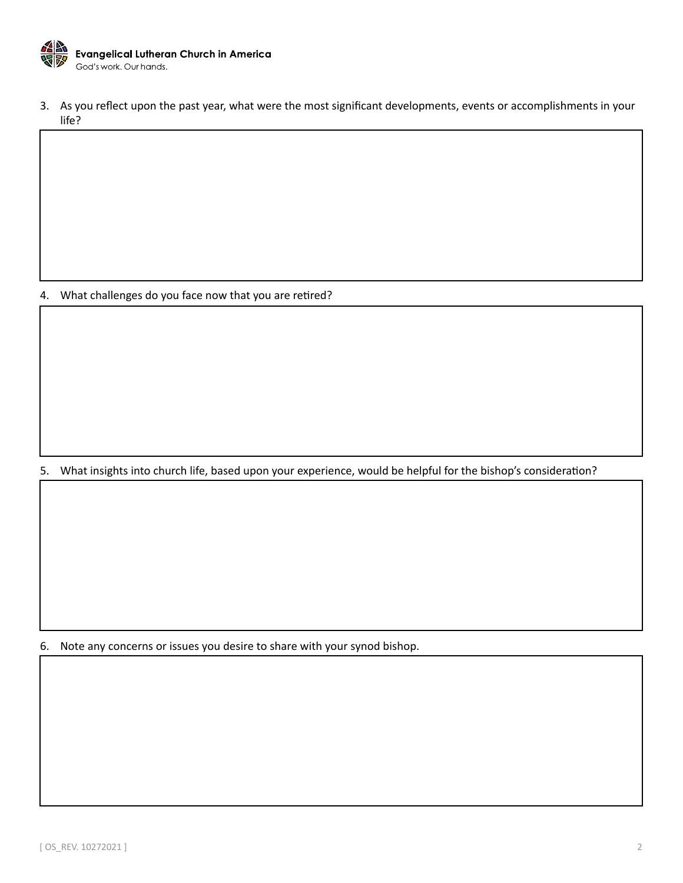3. As you reflect upon the past year, what were the most significant developments, events or accomplishments in your life?

4. What challenges do you face now that you are retired?

5. What insights into church life, based upon your experience, would be helpful for the bishop's consideration?

6. Note any concerns or issues you desire to share with your synod bishop.